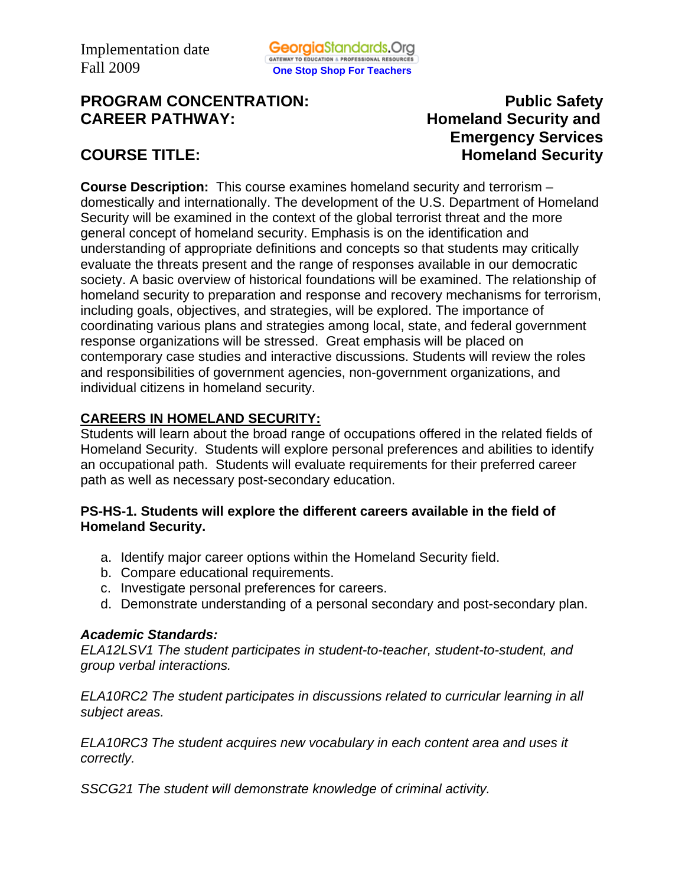Implementation date
Fall 2009

GeorgiaStandards.Org
GATEWAY TO EDUCATION & PROFESSIONAL RESOURCES
One Stop Shop For Teachers

**PROGRAM CONCENTRATION:** **Public Safety**
**CAREER PATHWAY:** **Homeland Security and Emergency Services**

**COURSE TITLE:** **Homeland Security**

**Course Description:** This course examines homeland security and terrorism – domestically and internationally. The development of the U.S. Department of Homeland Security will be examined in the context of the global terrorist threat and the more general concept of homeland security. Emphasis is on the identification and understanding of appropriate definitions and concepts so that students may critically evaluate the threats present and the range of responses available in our democratic society. A basic overview of historical foundations will be examined. The relationship of homeland security to preparation and response and recovery mechanisms for terrorism, including goals, objectives, and strategies, will be explored. The importance of coordinating various plans and strategies among local, state, and federal government response organizations will be stressed. Great emphasis will be placed on contemporary case studies and interactive discussions. Students will review the roles and responsibilities of government agencies, non-government organizations, and individual citizens in homeland security.

**CAREERS IN HOMELAND SECURITY:**
Students will learn about the broad range of occupations offered in the related fields of Homeland Security. Students will explore personal preferences and abilities to identify an occupational path. Students will evaluate requirements for their preferred career path as well as necessary post-secondary education.

**PS-HS-1. Students will explore the different careers available in the field of Homeland Security.**

a. Identify major career options within the Homeland Security field.
b. Compare educational requirements.
c. Investigate personal preferences for careers.
d. Demonstrate understanding of a personal secondary and post-secondary plan.

***Academic Standards:***
*ELA12LSV1 The student participates in student-to-teacher, student-to-student, and group verbal interactions.*

*ELA10RC2 The student participates in discussions related to curricular learning in all subject areas.*

*ELA10RC3 The student acquires new vocabulary in each content area and uses it correctly.*

*SSCG21 The student will demonstrate knowledge of criminal activity.*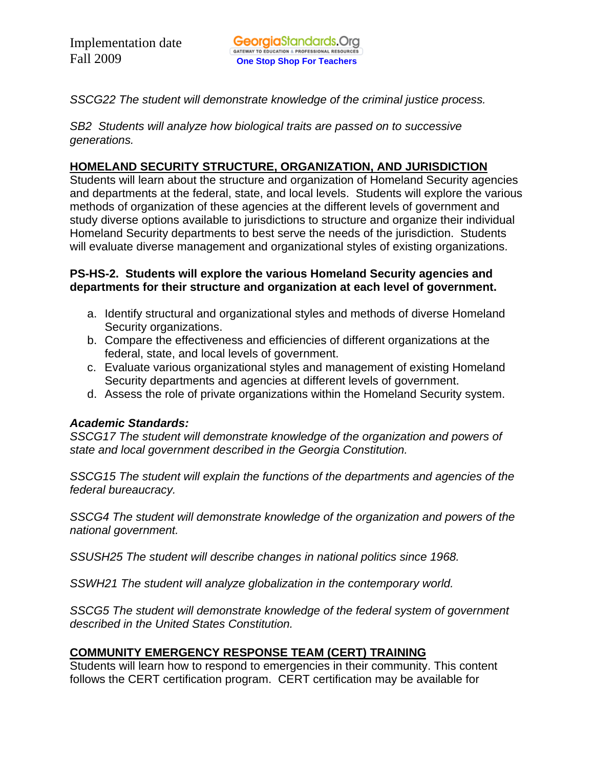*SSCG22 The student will demonstrate knowledge of the criminal justice process.*

*SB2 Students will analyze how biological traits are passed on to successive generations.*

## HOMELAND SECURITY STRUCTURE, ORGANIZATION, AND JURISDICTION

Students will learn about the structure and organization of Homeland Security agencies and departments at the federal, state, and local levels. Students will explore the various methods of organization of these agencies at the different levels of government and study diverse options available to jurisdictions to structure and organize their individual Homeland Security departments to best serve the needs of the jurisdiction. Students will evaluate diverse management and organizational styles of existing organizations.

**PS-HS-2. Students will explore the various Homeland Security agencies and departments for their structure and organization at each level of government.**

a. Identify structural and organizational styles and methods of diverse Homeland Security organizations.
b. Compare the effectiveness and efficiencies of different organizations at the federal, state, and local levels of government.
c. Evaluate various organizational styles and management of existing Homeland Security departments and agencies at different levels of government.
d. Assess the role of private organizations within the Homeland Security system.

***Academic Standards:***

*SSCG17 The student will demonstrate knowledge of the organization and powers of state and local government described in the Georgia Constitution.*

*SSCG15 The student will explain the functions of the departments and agencies of the federal bureaucracy.*

*SSCG4 The student will demonstrate knowledge of the organization and powers of the national government.*

*SSUSH25 The student will describe changes in national politics since 1968.*

*SSWH21 The student will analyze globalization in the contemporary world.*

*SSCG5 The student will demonstrate knowledge of the federal system of government described in the United States Constitution.*

## COMMUNITY EMERGENCY RESPONSE TEAM (CERT) TRAINING

Students will learn how to respond to emergencies in their community. This content follows the CERT certification program. CERT certification may be available for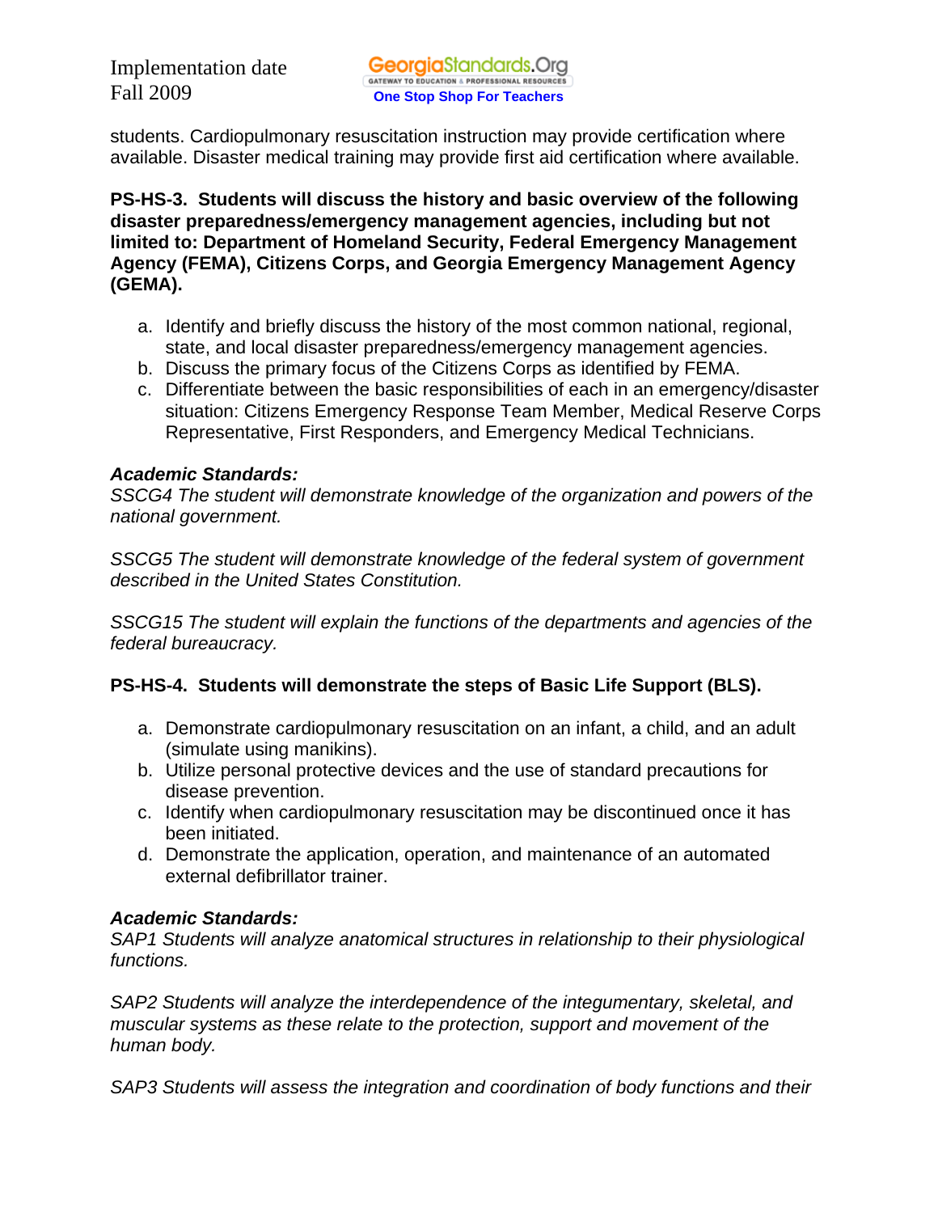students. Cardiopulmonary resuscitation instruction may provide certification where available. Disaster medical training may provide first aid certification where available.

**PS-HS-3. Students will discuss the history and basic overview of the following disaster preparedness/emergency management agencies, including but not limited to: Department of Homeland Security, Federal Emergency Management Agency (FEMA), Citizens Corps, and Georgia Emergency Management Agency (GEMA).**

a. Identify and briefly discuss the history of the most common national, regional, state, and local disaster preparedness/emergency management agencies.
b. Discuss the primary focus of the Citizens Corps as identified by FEMA.
c. Differentiate between the basic responsibilities of each in an emergency/disaster situation: Citizens Emergency Response Team Member, Medical Reserve Corps Representative, First Responders, and Emergency Medical Technicians.

***Academic Standards:***
*SSCG4 The student will demonstrate knowledge of the organization and powers of the national government.*

*SSCG5 The student will demonstrate knowledge of the federal system of government described in the United States Constitution.*

*SSCG15 The student will explain the functions of the departments and agencies of the federal bureaucracy.*

**PS-HS-4. Students will demonstrate the steps of Basic Life Support (BLS).**

a. Demonstrate cardiopulmonary resuscitation on an infant, a child, and an adult (simulate using manikins).
b. Utilize personal protective devices and the use of standard precautions for disease prevention.
c. Identify when cardiopulmonary resuscitation may be discontinued once it has been initiated.
d. Demonstrate the application, operation, and maintenance of an automated external defibrillator trainer.

***Academic Standards:***
*SAP1 Students will analyze anatomical structures in relationship to their physiological functions.*

*SAP2 Students will analyze the interdependence of the integumentary, skeletal, and muscular systems as these relate to the protection, support and movement of the human body.*

*SAP3 Students will assess the integration and coordination of body functions and their*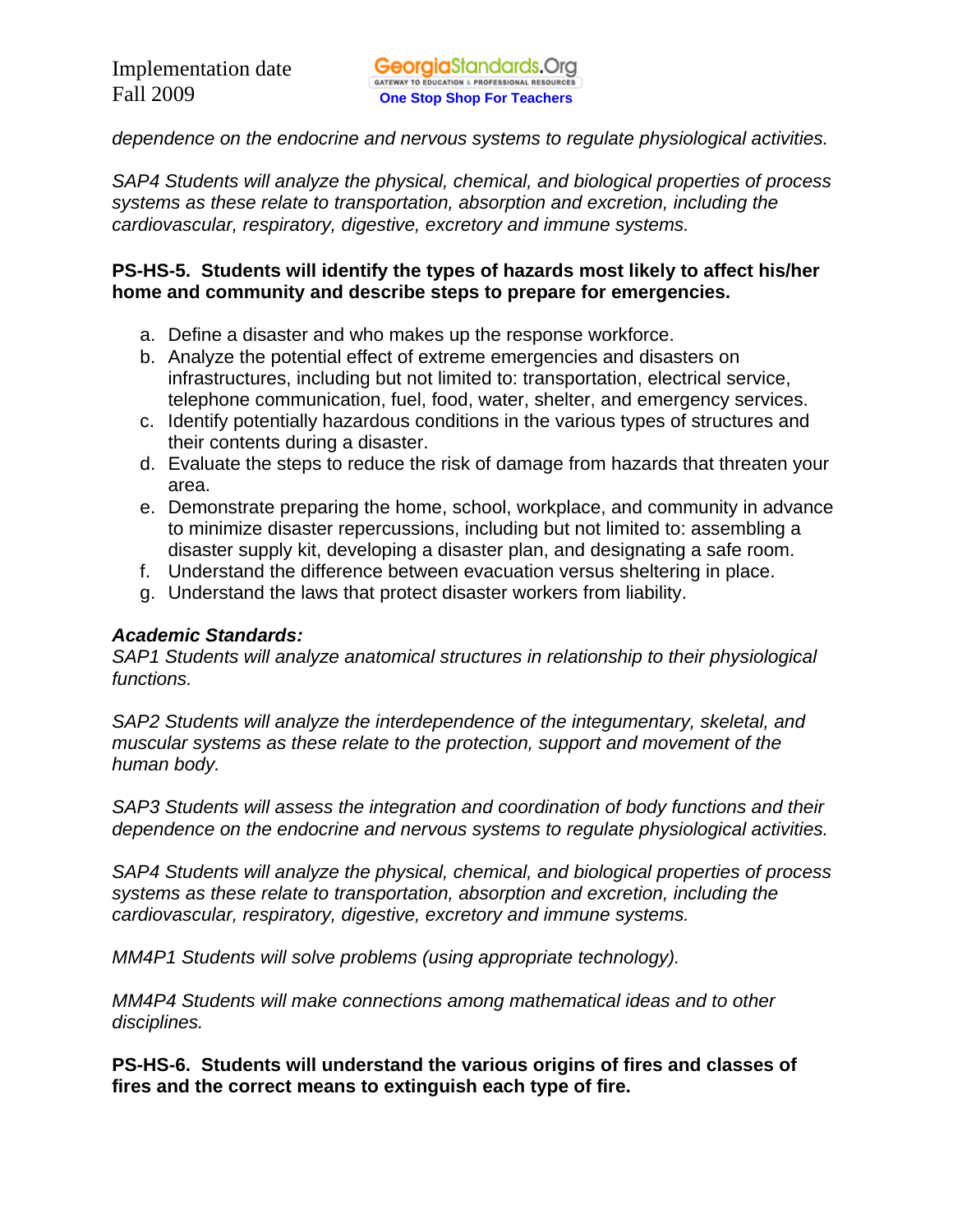*dependence on the endocrine and nervous systems to regulate physiological activities.*

*SAP4 Students will analyze the physical, chemical, and biological properties of process systems as these relate to transportation, absorption and excretion, including the cardiovascular, respiratory, digestive, excretory and immune systems.*

**PS-HS-5. Students will identify the types of hazards most likely to affect his/her home and community and describe steps to prepare for emergencies.**

a. Define a disaster and who makes up the response workforce.
b. Analyze the potential effect of extreme emergencies and disasters on infrastructures, including but not limited to: transportation, electrical service, telephone communication, fuel, food, water, shelter, and emergency services.
c. Identify potentially hazardous conditions in the various types of structures and their contents during a disaster.
d. Evaluate the steps to reduce the risk of damage from hazards that threaten your area.
e. Demonstrate preparing the home, school, workplace, and community in advance to minimize disaster repercussions, including but not limited to: assembling a disaster supply kit, developing a disaster plan, and designating a safe room.
f. Understand the difference between evacuation versus sheltering in place.
g. Understand the laws that protect disaster workers from liability.

***Academic Standards:***

*SAP1 Students will analyze anatomical structures in relationship to their physiological functions.*

*SAP2 Students will analyze the interdependence of the integumentary, skeletal, and muscular systems as these relate to the protection, support and movement of the human body.*

*SAP3 Students will assess the integration and coordination of body functions and their dependence on the endocrine and nervous systems to regulate physiological activities.*

*SAP4 Students will analyze the physical, chemical, and biological properties of process systems as these relate to transportation, absorption and excretion, including the cardiovascular, respiratory, digestive, excretory and immune systems.*

*MM4P1 Students will solve problems (using appropriate technology).*

*MM4P4 Students will make connections among mathematical ideas and to other disciplines.*

**PS-HS-6. Students will understand the various origins of fires and classes of fires and the correct means to extinguish each type of fire.**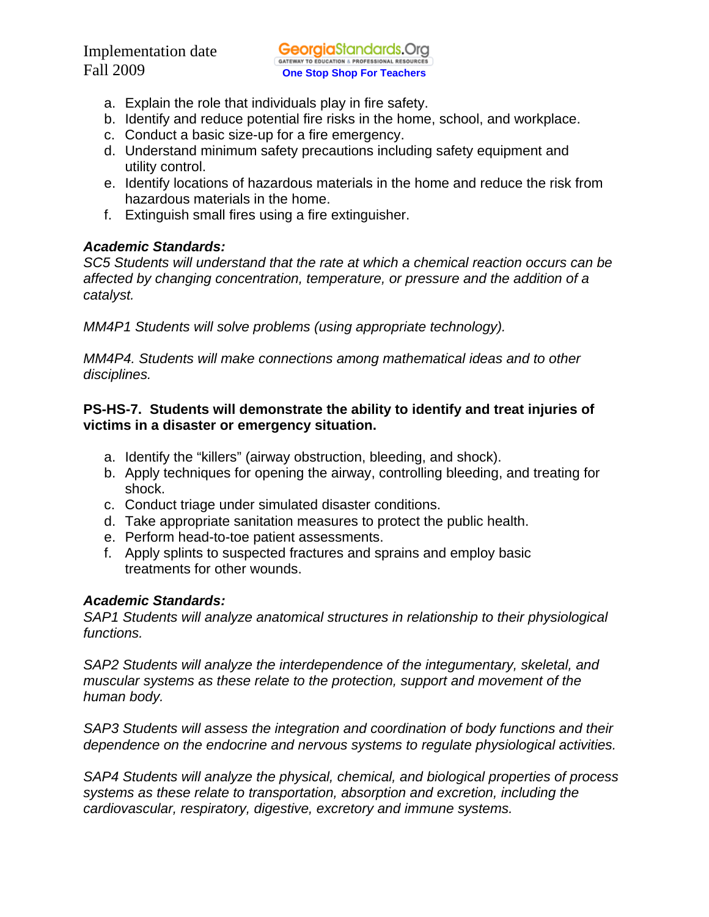a. Explain the role that individuals play in fire safety.
b. Identify and reduce potential fire risks in the home, school, and workplace.
c. Conduct a basic size-up for a fire emergency.
d. Understand minimum safety precautions including safety equipment and utility control.
e. Identify locations of hazardous materials in the home and reduce the risk from hazardous materials in the home.
f. Extinguish small fires using a fire extinguisher.

***Academic Standards:***
*SC5 Students will understand that the rate at which a chemical reaction occurs can be affected by changing concentration, temperature, or pressure and the addition of a catalyst.*

*MM4P1 Students will solve problems (using appropriate technology).*

*MM4P4. Students will make connections among mathematical ideas and to other disciplines.*

**PS-HS-7. Students will demonstrate the ability to identify and treat injuries of victims in a disaster or emergency situation.**

a. Identify the "killers" (airway obstruction, bleeding, and shock).
b. Apply techniques for opening the airway, controlling bleeding, and treating for shock.
c. Conduct triage under simulated disaster conditions.
d. Take appropriate sanitation measures to protect the public health.
e. Perform head-to-toe patient assessments.
f. Apply splints to suspected fractures and sprains and employ basic treatments for other wounds.

***Academic Standards:***
*SAP1 Students will analyze anatomical structures in relationship to their physiological functions.*

*SAP2 Students will analyze the interdependence of the integumentary, skeletal, and muscular systems as these relate to the protection, support and movement of the human body.*

*SAP3 Students will assess the integration and coordination of body functions and their dependence on the endocrine and nervous systems to regulate physiological activities.*

*SAP4 Students will analyze the physical, chemical, and biological properties of process systems as these relate to transportation, absorption and excretion, including the cardiovascular, respiratory, digestive, excretory and immune systems.*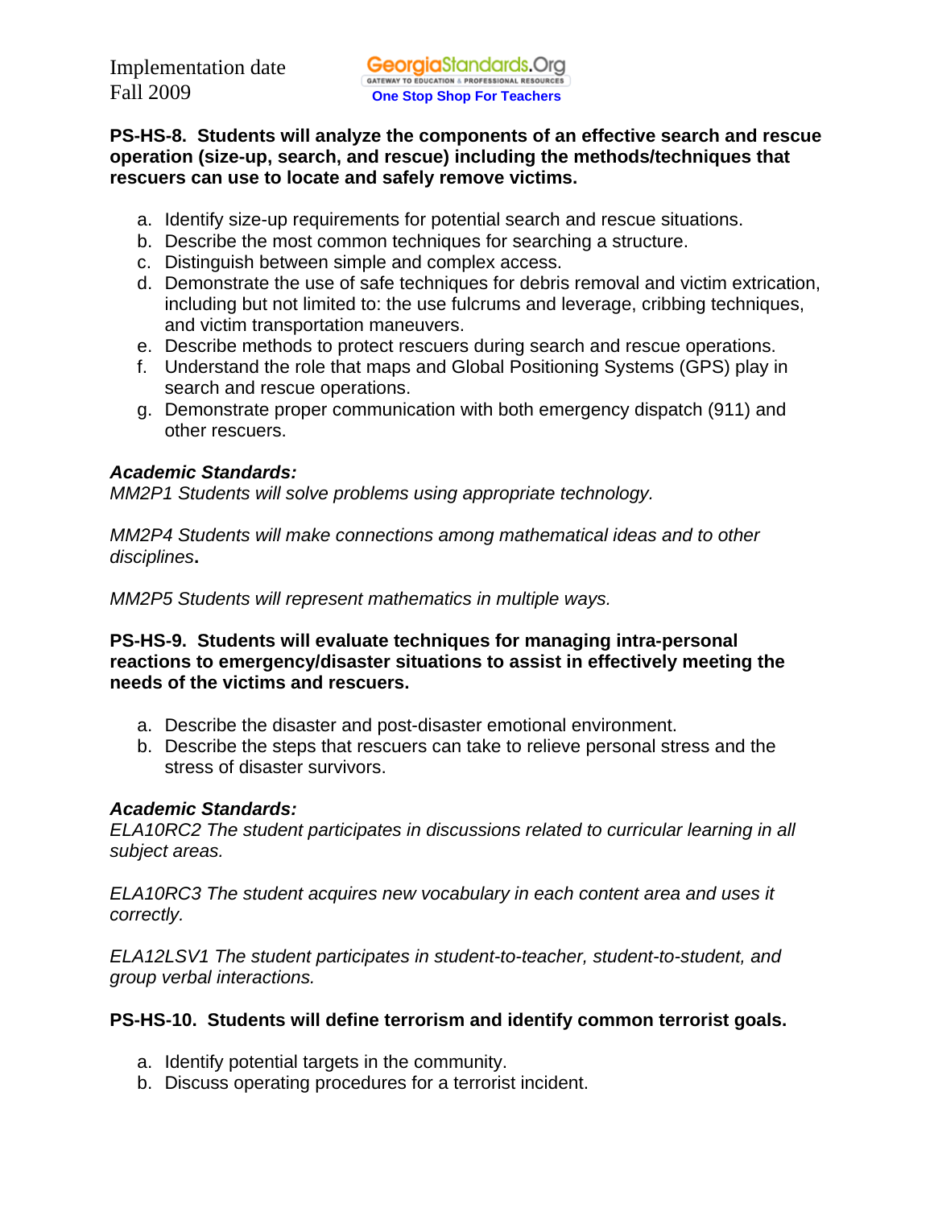**PS-HS-8. Students will analyze the components of an effective search and rescue operation (size-up, search, and rescue) including the methods/techniques that rescuers can use to locate and safely remove victims.**

a. Identify size-up requirements for potential search and rescue situations.
b. Describe the most common techniques for searching a structure.
c. Distinguish between simple and complex access.
d. Demonstrate the use of safe techniques for debris removal and victim extrication, including but not limited to: the use fulcrums and leverage, cribbing techniques, and victim transportation maneuvers.
e. Describe methods to protect rescuers during search and rescue operations.
f. Understand the role that maps and Global Positioning Systems (GPS) play in search and rescue operations.
g. Demonstrate proper communication with both emergency dispatch (911) and other rescuers.

***Academic Standards:***
*MM2P1 Students will solve problems using appropriate technology.*

*MM2P4 Students will make connections among mathematical ideas and to other disciplines***.**

*MM2P5 Students will represent mathematics in multiple ways.*

**PS-HS-9. Students will evaluate techniques for managing intra-personal reactions to emergency/disaster situations to assist in effectively meeting the needs of the victims and rescuers.**

a. Describe the disaster and post-disaster emotional environment.
b. Describe the steps that rescuers can take to relieve personal stress and the stress of disaster survivors.

***Academic Standards:***
*ELA10RC2 The student participates in discussions related to curricular learning in all subject areas.*

*ELA10RC3 The student acquires new vocabulary in each content area and uses it correctly.*

*ELA12LSV1 The student participates in student-to-teacher, student-to-student, and group verbal interactions.*

**PS-HS-10. Students will define terrorism and identify common terrorist goals.**

a. Identify potential targets in the community.
b. Discuss operating procedures for a terrorist incident.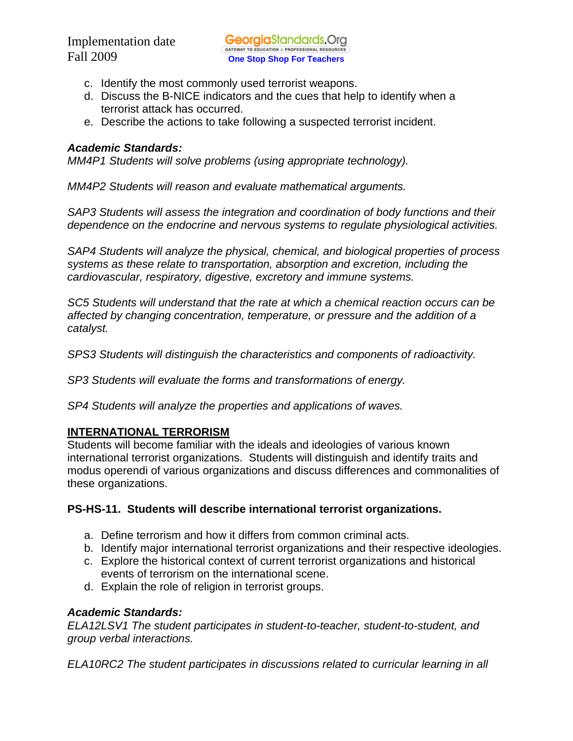c. Identify the most commonly used terrorist weapons.
d. Discuss the B-NICE indicators and the cues that help to identify when a terrorist attack has occurred.
e. Describe the actions to take following a suspected terrorist incident.

***Academic Standards:***
*MM4P1 Students will solve problems (using appropriate technology).*

*MM4P2 Students will reason and evaluate mathematical arguments.*

*SAP3 Students will assess the integration and coordination of body functions and their dependence on the endocrine and nervous systems to regulate physiological activities.*

*SAP4 Students will analyze the physical, chemical, and biological properties of process systems as these relate to transportation, absorption and excretion, including the cardiovascular, respiratory, digestive, excretory and immune systems.*

*SC5 Students will understand that the rate at which a chemical reaction occurs can be affected by changing concentration, temperature, or pressure and the addition of a catalyst.*

*SPS3 Students will distinguish the characteristics and components of radioactivity.*

*SP3 Students will evaluate the forms and transformations of energy.*

*SP4 Students will analyze the properties and applications of waves.*

## INTERNATIONAL TERRORISM

Students will become familiar with the ideals and ideologies of various known international terrorist organizations. Students will distinguish and identify traits and modus operendi of various organizations and discuss differences and commonalities of these organizations.

**PS-HS-11. Students will describe international terrorist organizations.**

a. Define terrorism and how it differs from common criminal acts.
b. Identify major international terrorist organizations and their respective ideologies.
c. Explore the historical context of current terrorist organizations and historical events of terrorism on the international scene.
d. Explain the role of religion in terrorist groups.

***Academic Standards:***
*ELA12LSV1 The student participates in student-to-teacher, student-to-student, and group verbal interactions.*

*ELA10RC2 The student participates in discussions related to curricular learning in all*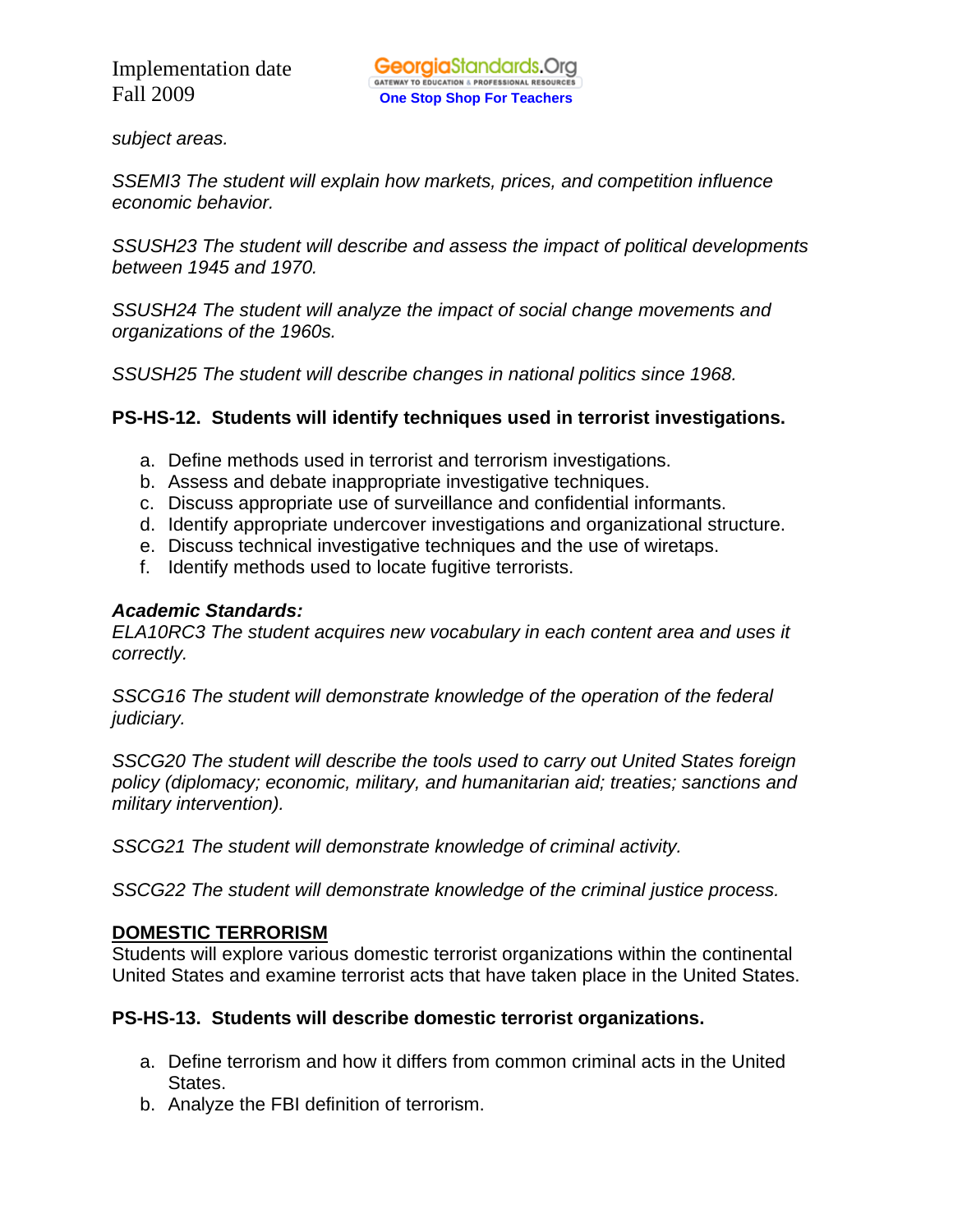*subject areas.*

*SSEMI3 The student will explain how markets, prices, and competition influence economic behavior.*

*SSUSH23 The student will describe and assess the impact of political developments between 1945 and 1970.*

*SSUSH24 The student will analyze the impact of social change movements and organizations of the 1960s.*

*SSUSH25 The student will describe changes in national politics since 1968.*

**PS-HS-12. Students will identify techniques used in terrorist investigations.**

a. Define methods used in terrorist and terrorism investigations.
b. Assess and debate inappropriate investigative techniques.
c. Discuss appropriate use of surveillance and confidential informants.
d. Identify appropriate undercover investigations and organizational structure.
e. Discuss technical investigative techniques and the use of wiretaps.
f. Identify methods used to locate fugitive terrorists.

***Academic Standards:***
*ELA10RC3 The student acquires new vocabulary in each content area and uses it correctly.*

*SSCG16 The student will demonstrate knowledge of the operation of the federal judiciary.*

*SSCG20 The student will describe the tools used to carry out United States foreign policy (diplomacy; economic, military, and humanitarian aid; treaties; sanctions and military intervention).*

*SSCG21 The student will demonstrate knowledge of criminal activity.*

*SSCG22 The student will demonstrate knowledge of the criminal justice process.*

**DOMESTIC TERRORISM**
Students will explore various domestic terrorist organizations within the continental United States and examine terrorist acts that have taken place in the United States.

**PS-HS-13. Students will describe domestic terrorist organizations.**

a. Define terrorism and how it differs from common criminal acts in the United States.
b. Analyze the FBI definition of terrorism.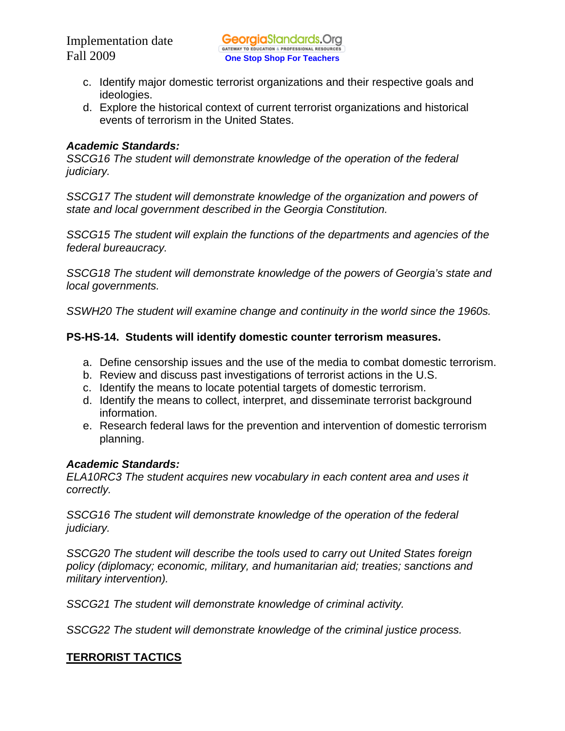c. Identify major domestic terrorist organizations and their respective goals and ideologies.
d. Explore the historical context of current terrorist organizations and historical events of terrorism in the United States.

***Academic Standards:***

*SSCG16 The student will demonstrate knowledge of the operation of the federal judiciary.*

*SSCG17 The student will demonstrate knowledge of the organization and powers of state and local government described in the Georgia Constitution.*

*SSCG15 The student will explain the functions of the departments and agencies of the federal bureaucracy.*

*SSCG18 The student will demonstrate knowledge of the powers of Georgia's state and local governments.*

*SSWH20 The student will examine change and continuity in the world since the 1960s.*

**PS-HS-14. Students will identify domestic counter terrorism measures.**

a. Define censorship issues and the use of the media to combat domestic terrorism.
b. Review and discuss past investigations of terrorist actions in the U.S.
c. Identify the means to locate potential targets of domestic terrorism.
d. Identify the means to collect, interpret, and disseminate terrorist background information.
e. Research federal laws for the prevention and intervention of domestic terrorism planning.

***Academic Standards:***

*ELA10RC3 The student acquires new vocabulary in each content area and uses it correctly.*

*SSCG16 The student will demonstrate knowledge of the operation of the federal judiciary.*

*SSCG20 The student will describe the tools used to carry out United States foreign policy (diplomacy; economic, military, and humanitarian aid; treaties; sanctions and military intervention).*

*SSCG21 The student will demonstrate knowledge of criminal activity.*

*SSCG22 The student will demonstrate knowledge of the criminal justice process.*

**TERRORIST TACTICS**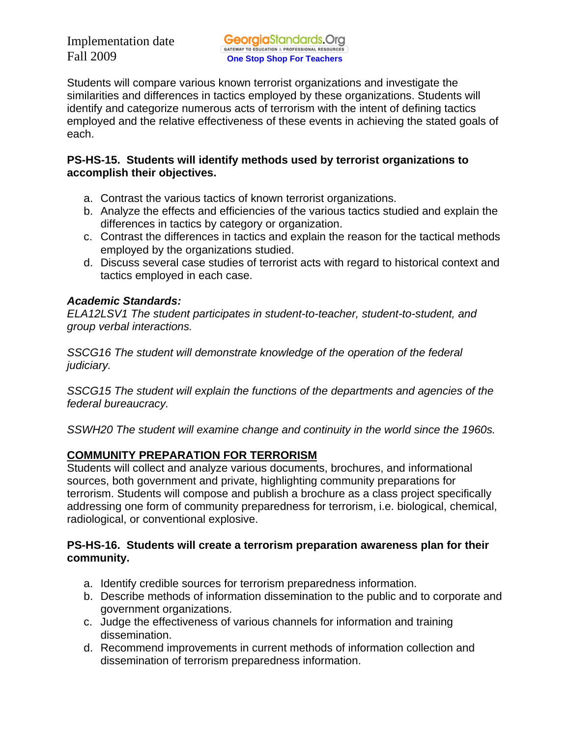Students will compare various known terrorist organizations and investigate the similarities and differences in tactics employed by these organizations. Students will identify and categorize numerous acts of terrorism with the intent of defining tactics employed and the relative effectiveness of these events in achieving the stated goals of each.

**PS-HS-15. Students will identify methods used by terrorist organizations to accomplish their objectives.**

a. Contrast the various tactics of known terrorist organizations.
b. Analyze the effects and efficiencies of the various tactics studied and explain the differences in tactics by category or organization.
c. Contrast the differences in tactics and explain the reason for the tactical methods employed by the organizations studied.
d. Discuss several case studies of terrorist acts with regard to historical context and tactics employed in each case.

***Academic Standards:***

*ELA12LSV1 The student participates in student-to-teacher, student-to-student, and group verbal interactions.*

*SSCG16 The student will demonstrate knowledge of the operation of the federal judiciary.*

*SSCG15 The student will explain the functions of the departments and agencies of the federal bureaucracy.*

*SSWH20 The student will examine change and continuity in the world since the 1960s.*

## COMMUNITY PREPARATION FOR TERRORISM

Students will collect and analyze various documents, brochures, and informational sources, both government and private, highlighting community preparations for terrorism. Students will compose and publish a brochure as a class project specifically addressing one form of community preparedness for terrorism, i.e. biological, chemical, radiological, or conventional explosive.

**PS-HS-16. Students will create a terrorism preparation awareness plan for their community.**

a. Identify credible sources for terrorism preparedness information.
b. Describe methods of information dissemination to the public and to corporate and government organizations.
c. Judge the effectiveness of various channels for information and training dissemination.
d. Recommend improvements in current methods of information collection and dissemination of terrorism preparedness information.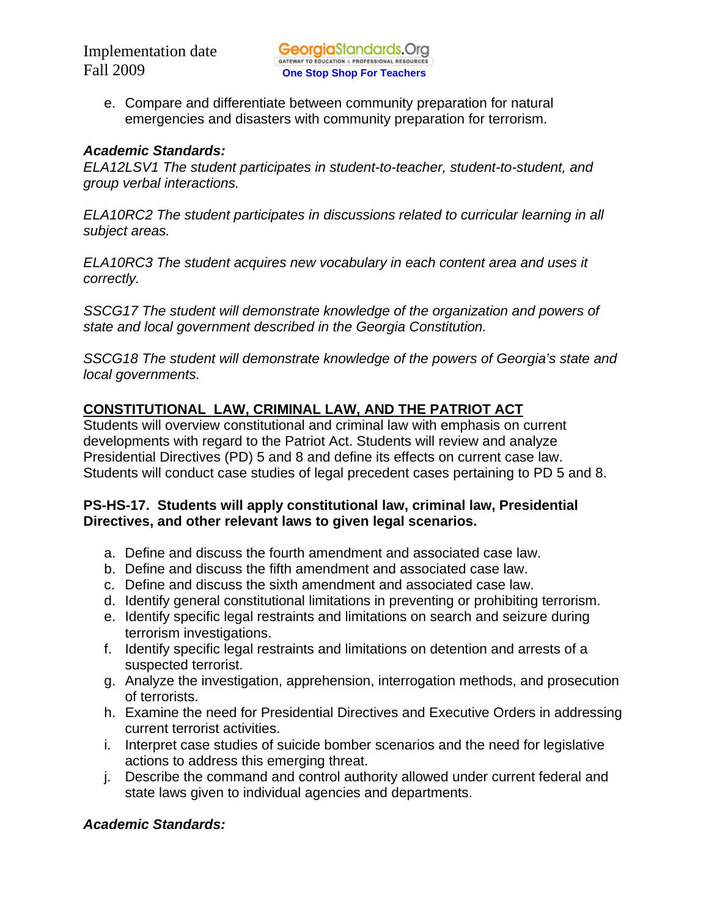e. Compare and differentiate between community preparation for natural emergencies and disasters with community preparation for terrorism.

***Academic Standards:***

*ELA12LSV1 The student participates in student-to-teacher, student-to-student, and group verbal interactions.*

*ELA10RC2 The student participates in discussions related to curricular learning in all subject areas.*

*ELA10RC3 The student acquires new vocabulary in each content area and uses it correctly.*

*SSCG17 The student will demonstrate knowledge of the organization and powers of state and local government described in the Georgia Constitution.*

*SSCG18 The student will demonstrate knowledge of the powers of Georgia's state and local governments.*

## <u>CONSTITUTIONAL LAW, CRIMINAL LAW, AND THE PATRIOT ACT</u>

Students will overview constitutional and criminal law with emphasis on current developments with regard to the Patriot Act. Students will review and analyze Presidential Directives (PD) 5 and 8 and define its effects on current case law. Students will conduct case studies of legal precedent cases pertaining to PD 5 and 8.

**PS-HS-17. Students will apply constitutional law, criminal law, Presidential Directives, and other relevant laws to given legal scenarios.**

a. Define and discuss the fourth amendment and associated case law.
b. Define and discuss the fifth amendment and associated case law.
c. Define and discuss the sixth amendment and associated case law.
d. Identify general constitutional limitations in preventing or prohibiting terrorism.
e. Identify specific legal restraints and limitations on search and seizure during terrorism investigations.
f. Identify specific legal restraints and limitations on detention and arrests of a suspected terrorist.
g. Analyze the investigation, apprehension, interrogation methods, and prosecution of terrorists.
h. Examine the need for Presidential Directives and Executive Orders in addressing current terrorist activities.
i. Interpret case studies of suicide bomber scenarios and the need for legislative actions to address this emerging threat.
j. Describe the command and control authority allowed under current federal and state laws given to individual agencies and departments.

***Academic Standards:***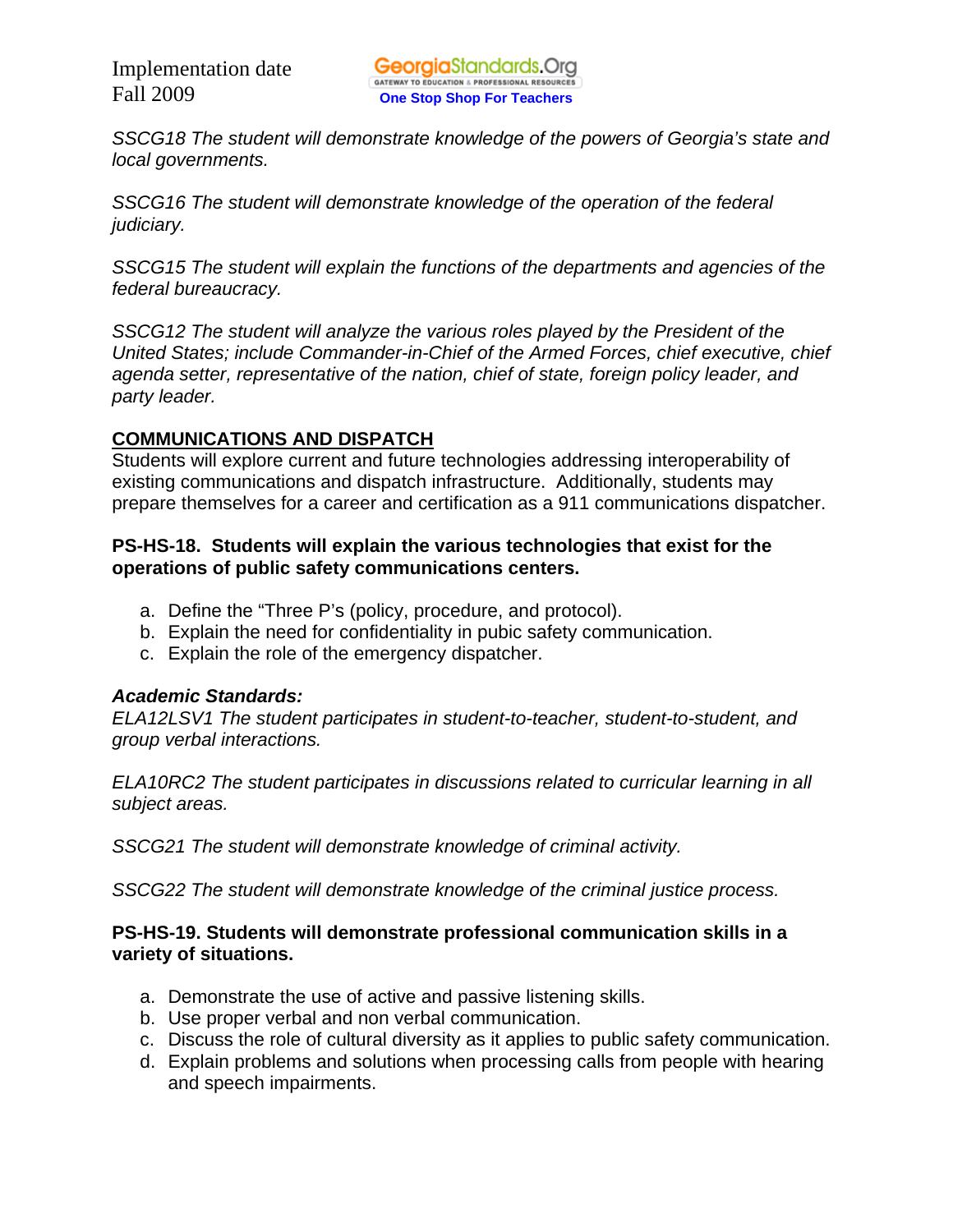*SSCG18 The student will demonstrate knowledge of the powers of Georgia's state and local governments.*

*SSCG16 The student will demonstrate knowledge of the operation of the federal judiciary.*

*SSCG15 The student will explain the functions of the departments and agencies of the federal bureaucracy.*

*SSCG12 The student will analyze the various roles played by the President of the United States; include Commander-in-Chief of the Armed Forces, chief executive, chief agenda setter, representative of the nation, chief of state, foreign policy leader, and party leader.*

## COMMUNICATIONS AND DISPATCH

Students will explore current and future technologies addressing interoperability of existing communications and dispatch infrastructure. Additionally, students may prepare themselves for a career and certification as a 911 communications dispatcher.

**PS-HS-18. Students will explain the various technologies that exist for the operations of public safety communications centers.**

a. Define the "Three P's (policy, procedure, and protocol).
b. Explain the need for confidentiality in pubic safety communication.
c. Explain the role of the emergency dispatcher.

***Academic Standards:***

*ELA12LSV1 The student participates in student-to-teacher, student-to-student, and group verbal interactions.*

*ELA10RC2 The student participates in discussions related to curricular learning in all subject areas.*

*SSCG21 The student will demonstrate knowledge of criminal activity.*

*SSCG22 The student will demonstrate knowledge of the criminal justice process.*

**PS-HS-19. Students will demonstrate professional communication skills in a variety of situations.**

a. Demonstrate the use of active and passive listening skills.
b. Use proper verbal and non verbal communication.
c. Discuss the role of cultural diversity as it applies to public safety communication.
d. Explain problems and solutions when processing calls from people with hearing and speech impairments.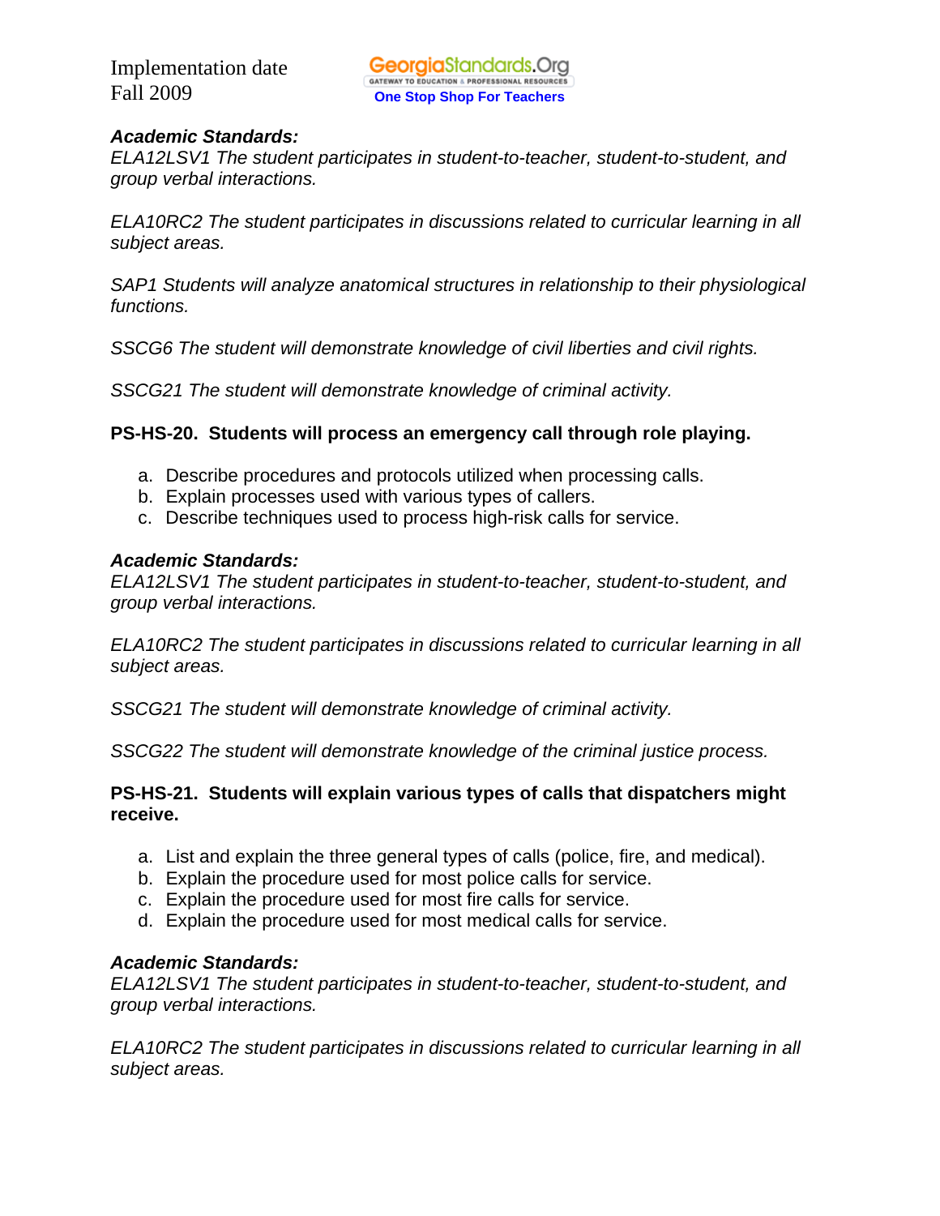***Academic Standards:***
*ELA12LSV1 The student participates in student-to-teacher, student-to-student, and group verbal interactions.*

*ELA10RC2 The student participates in discussions related to curricular learning in all subject areas.*

*SAP1 Students will analyze anatomical structures in relationship to their physiological functions.*

*SSCG6 The student will demonstrate knowledge of civil liberties and civil rights.*

*SSCG21 The student will demonstrate knowledge of criminal activity.*

**PS-HS-20. Students will process an emergency call through role playing.**

a. Describe procedures and protocols utilized when processing calls.
b. Explain processes used with various types of callers.
c. Describe techniques used to process high-risk calls for service.

***Academic Standards:***
*ELA12LSV1 The student participates in student-to-teacher, student-to-student, and group verbal interactions.*

*ELA10RC2 The student participates in discussions related to curricular learning in all subject areas.*

*SSCG21 The student will demonstrate knowledge of criminal activity.*

*SSCG22 The student will demonstrate knowledge of the criminal justice process.*

**PS-HS-21. Students will explain various types of calls that dispatchers might receive.**

a. List and explain the three general types of calls (police, fire, and medical).
b. Explain the procedure used for most police calls for service.
c. Explain the procedure used for most fire calls for service.
d. Explain the procedure used for most medical calls for service.

***Academic Standards:***
*ELA12LSV1 The student participates in student-to-teacher, student-to-student, and group verbal interactions.*

*ELA10RC2 The student participates in discussions related to curricular learning in all subject areas.*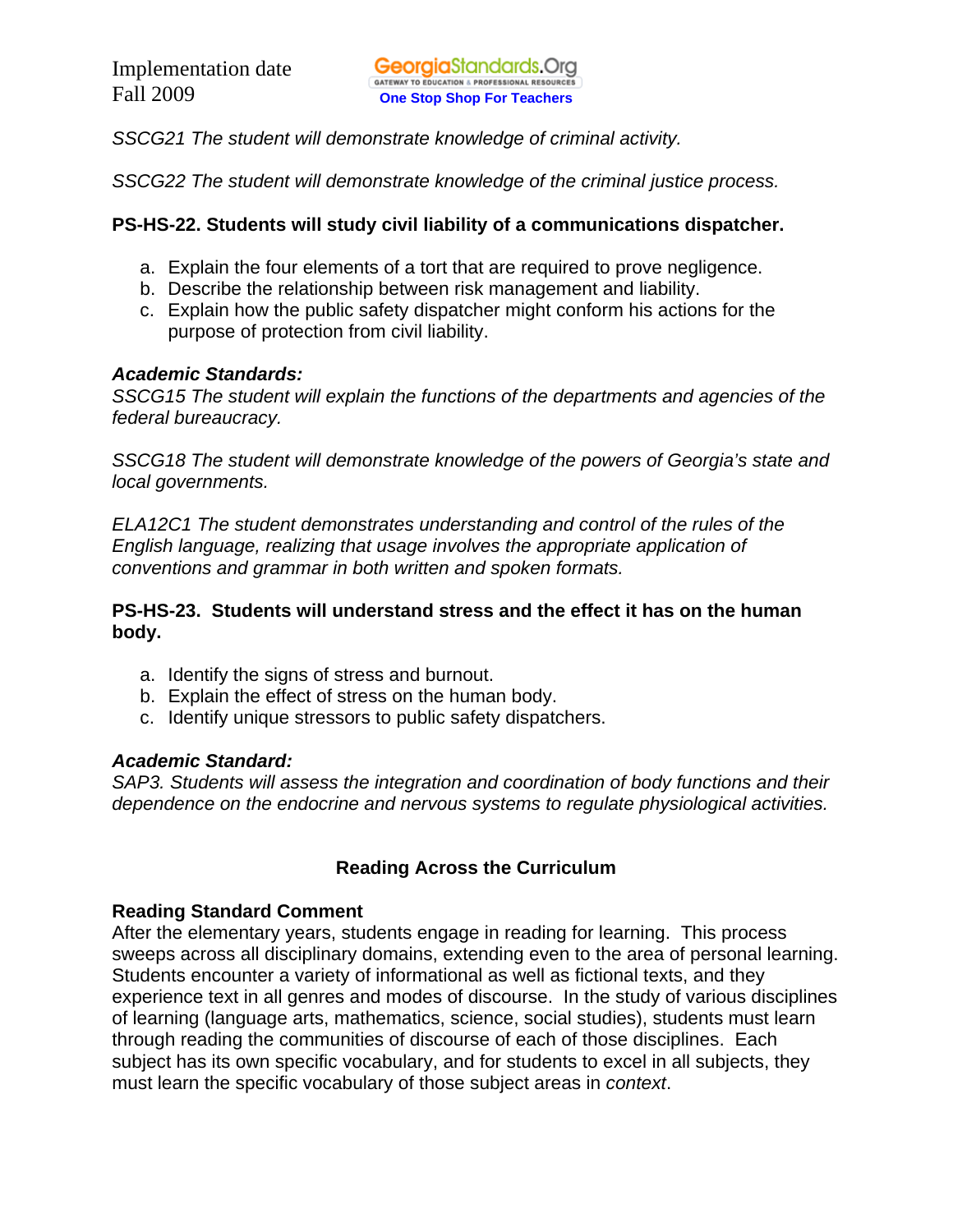*SSCG21 The student will demonstrate knowledge of criminal activity.*

*SSCG22 The student will demonstrate knowledge of the criminal justice process.*

**PS-HS-22. Students will study civil liability of a communications dispatcher.**

a. Explain the four elements of a tort that are required to prove negligence.
b. Describe the relationship between risk management and liability.
c. Explain how the public safety dispatcher might conform his actions for the purpose of protection from civil liability.

***Academic Standards:***
*SSCG15 The student will explain the functions of the departments and agencies of the federal bureaucracy.*

*SSCG18 The student will demonstrate knowledge of the powers of Georgia's state and local governments.*

*ELA12C1 The student demonstrates understanding and control of the rules of the English language, realizing that usage involves the appropriate application of conventions and grammar in both written and spoken formats.*

**PS-HS-23. Students will understand stress and the effect it has on the human body.**

a. Identify the signs of stress and burnout.
b. Explain the effect of stress on the human body.
c. Identify unique stressors to public safety dispatchers.

***Academic Standard:***
*SAP3. Students will assess the integration and coordination of body functions and their dependence on the endocrine and nervous systems to regulate physiological activities.*

## Reading Across the Curriculum

**Reading Standard Comment**
After the elementary years, students engage in reading for learning. This process sweeps across all disciplinary domains, extending even to the area of personal learning. Students encounter a variety of informational as well as fictional texts, and they experience text in all genres and modes of discourse. In the study of various disciplines of learning (language arts, mathematics, science, social studies), students must learn through reading the communities of discourse of each of those disciplines. Each subject has its own specific vocabulary, and for students to excel in all subjects, they must learn the specific vocabulary of those subject areas in *context*.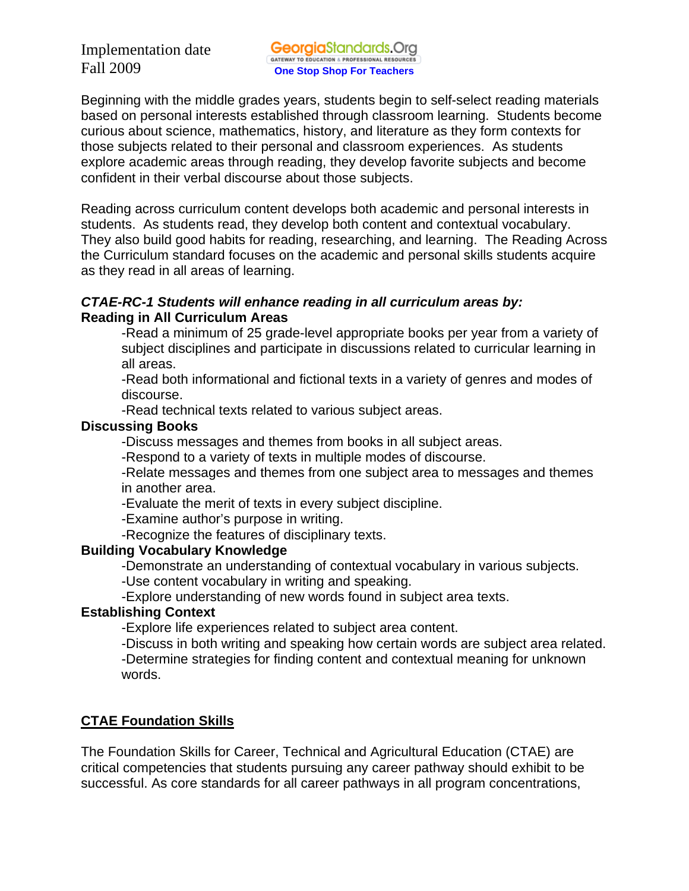Beginning with the middle grades years, students begin to self-select reading materials based on personal interests established through classroom learning. Students become curious about science, mathematics, history, and literature as they form contexts for those subjects related to their personal and classroom experiences. As students explore academic areas through reading, they develop favorite subjects and become confident in their verbal discourse about those subjects.

Reading across curriculum content develops both academic and personal interests in students. As students read, they develop both content and contextual vocabulary. They also build good habits for reading, researching, and learning. The Reading Across the Curriculum standard focuses on the academic and personal skills students acquire as they read in all areas of learning.

***CTAE-RC-1 Students will enhance reading in all curriculum areas by:***

**Reading in All Curriculum Areas**

-Read a minimum of 25 grade-level appropriate books per year from a variety of subject disciplines and participate in discussions related to curricular learning in all areas.

-Read both informational and fictional texts in a variety of genres and modes of discourse.

-Read technical texts related to various subject areas.

**Discussing Books**

-Discuss messages and themes from books in all subject areas.

-Respond to a variety of texts in multiple modes of discourse.

-Relate messages and themes from one subject area to messages and themes in another area.

-Evaluate the merit of texts in every subject discipline.

-Examine author's purpose in writing.

-Recognize the features of disciplinary texts.

**Building Vocabulary Knowledge**

-Demonstrate an understanding of contextual vocabulary in various subjects.

-Use content vocabulary in writing and speaking.

-Explore understanding of new words found in subject area texts.

**Establishing Context**

-Explore life experiences related to subject area content.

-Discuss in both writing and speaking how certain words are subject area related.

-Determine strategies for finding content and contextual meaning for unknown words.

## CTAE Foundation Skills

The Foundation Skills for Career, Technical and Agricultural Education (CTAE) are critical competencies that students pursuing any career pathway should exhibit to be successful. As core standards for all career pathways in all program concentrations,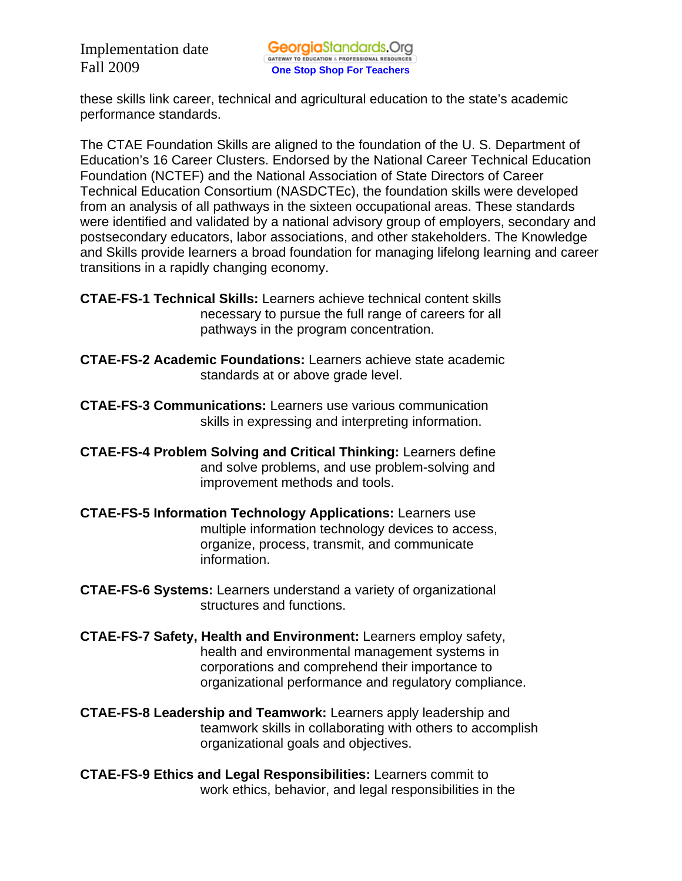these skills link career, technical and agricultural education to the state's academic performance standards.

The CTAE Foundation Skills are aligned to the foundation of the U. S. Department of Education's 16 Career Clusters. Endorsed by the National Career Technical Education Foundation (NCTEF) and the National Association of State Directors of Career Technical Education Consortium (NASDCTEc), the foundation skills were developed from an analysis of all pathways in the sixteen occupational areas. These standards were identified and validated by a national advisory group of employers, secondary and postsecondary educators, labor associations, and other stakeholders. The Knowledge and Skills provide learners a broad foundation for managing lifelong learning and career transitions in a rapidly changing economy.

**CTAE-FS-1 Technical Skills:** Learners achieve technical content skills necessary to pursue the full range of careers for all pathways in the program concentration.

**CTAE-FS-2 Academic Foundations:** Learners achieve state academic standards at or above grade level.

**CTAE-FS-3 Communications:** Learners use various communication skills in expressing and interpreting information.

**CTAE-FS-4 Problem Solving and Critical Thinking:** Learners define and solve problems, and use problem-solving and improvement methods and tools.

**CTAE-FS-5 Information Technology Applications:** Learners use multiple information technology devices to access, organize, process, transmit, and communicate information.

**CTAE-FS-6 Systems:** Learners understand a variety of organizational structures and functions.

**CTAE-FS-7 Safety, Health and Environment:** Learners employ safety, health and environmental management systems in corporations and comprehend their importance to organizational performance and regulatory compliance.

**CTAE-FS-8 Leadership and Teamwork:** Learners apply leadership and teamwork skills in collaborating with others to accomplish organizational goals and objectives.

**CTAE-FS-9 Ethics and Legal Responsibilities:** Learners commit to work ethics, behavior, and legal responsibilities in the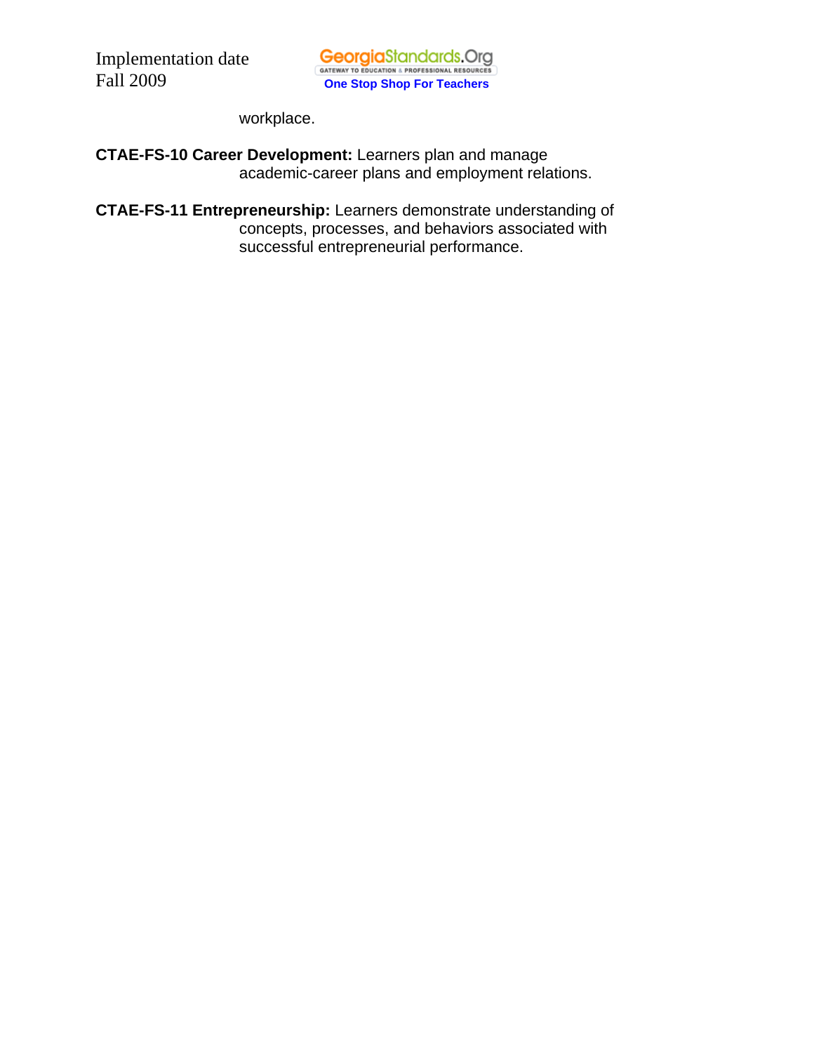workplace.

**CTAE-FS-10 Career Development:** Learners plan and manage academic-career plans and employment relations.

**CTAE-FS-11 Entrepreneurship:** Learners demonstrate understanding of concepts, processes, and behaviors associated with successful entrepreneurial performance.